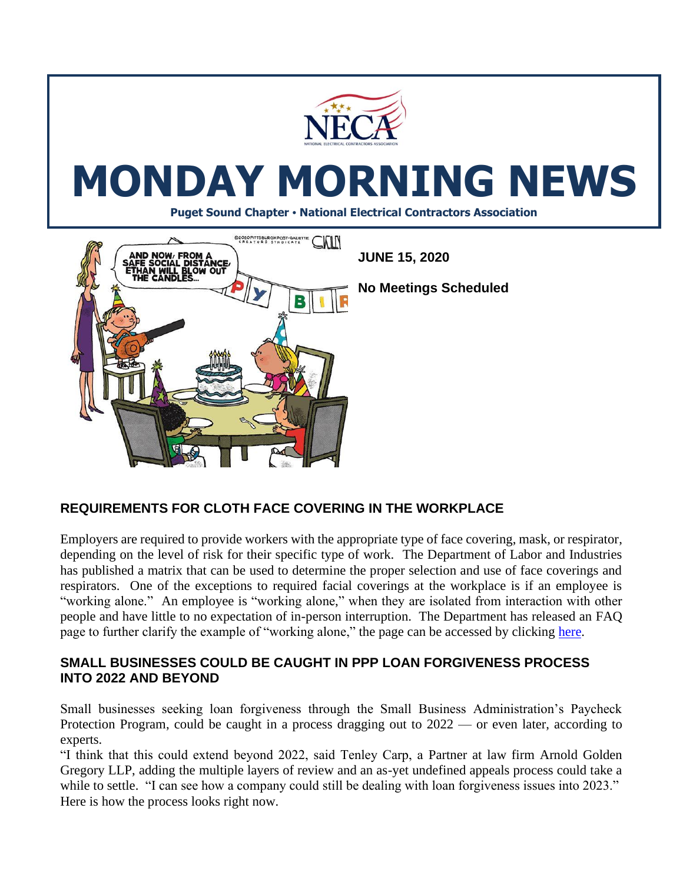# MONDAY MORNING NEWS

**Puget Sound Chapter • National Electrical Contractors Association**

**JUNE 15, 2020**

**No Meetings Scheduled**

## REQUIREMENTS FOR CLOTH FACE COVERING IN THE WORKPLACE

Employers are required to provide workers with the appropriate type of face covering, mask, or respirator, depending on the level of risk for their specific type of work. The Department of Labor and Industries has published a matrix that can be used to determine the proper selection and use of face coverings and respirators. One of the exceptions to required facial coverings at the workplace is if an employee is "working alone." An employee is "working alone," when they are isolated from interaction with other people and have little to no expectation of in-person interruption. The Department has released an FAQ page to further clarify the example of "working alone," the page can be accessed by clicking here.

## SMALL BUSINESSES COULD BE CAUGHT IN PPP LOAN FORGIVENESS PROCESS INTO 2022 AND BEYOND

Small businesses seeking loan forgiveness through the Small Business Administration's Paycheck Protection Program, could be caught in a process dragging out to 2022 — or even later, according to experts.

"I think that this could extend beyond 2022, said Tenley Carp, a Partner at law firm Arnold Golden Gregory LLP, adding the multiple layers of review and an as-yet undefined appeals process could take a while to settle. "I can see how a company could still be dealing with loan forgiveness issues into 2023."

Here is how the process looks right now.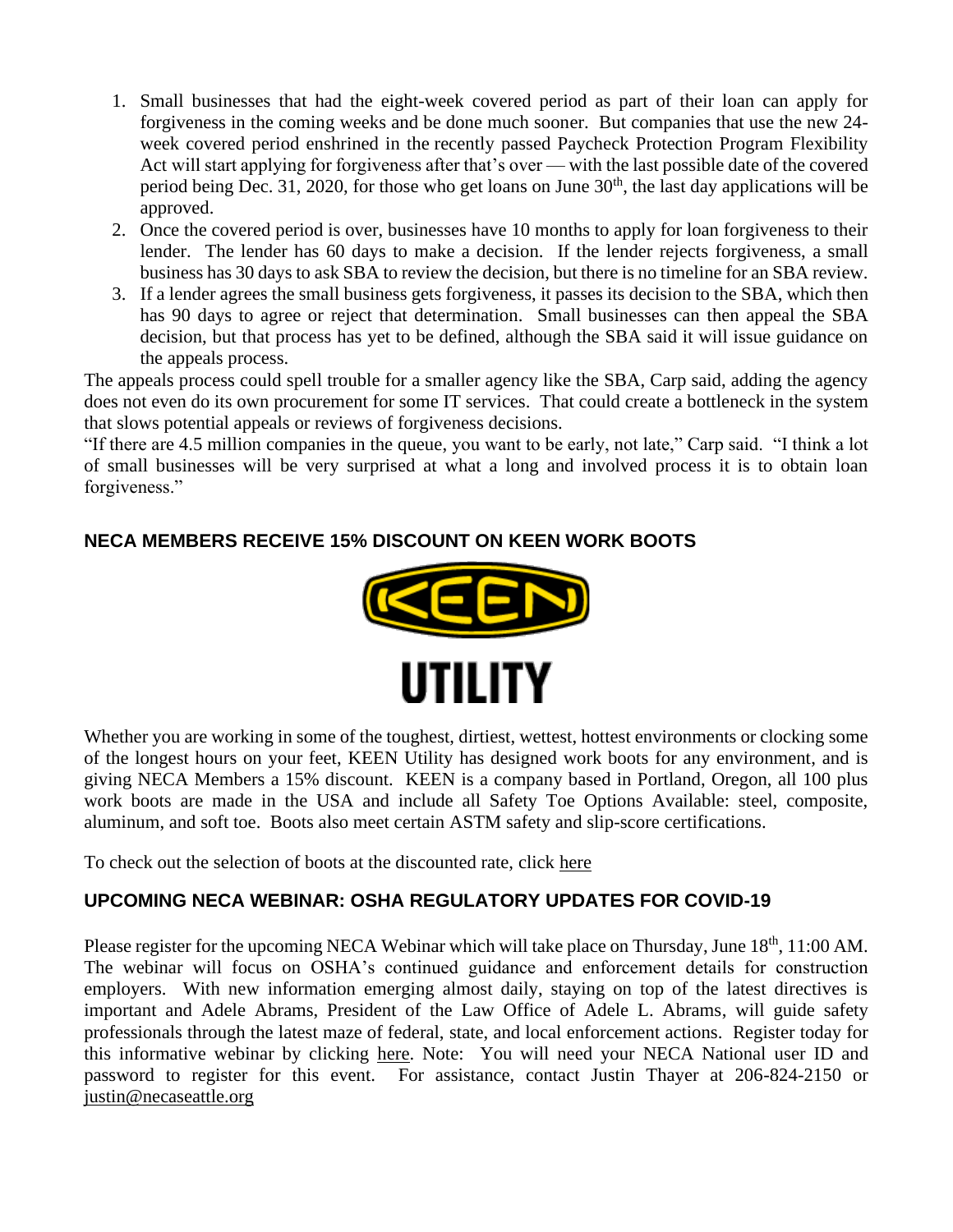1. Small businesses that had the eight-week covered period as part of their loan can apply for forgiveness in the coming weeks and be done much sooner. But companies that use the new 24-week covered period enshrined in the recently passed Paycheck Protection Program Flexibility Act will start applying for forgiveness after that's over — with the last possible date of the covered period being Dec. 31, 2020, for those who get loans on June 30th, the last day applications will be approved.
2. Once the covered period is over, businesses have 10 months to apply for loan forgiveness to their lender. The lender has 60 days to make a decision. If the lender rejects forgiveness, a small business has 30 days to ask SBA to review the decision, but there is no timeline for an SBA review.
3. If a lender agrees the small business gets forgiveness, it passes its decision to the SBA, which then has 90 days to agree or reject that determination. Small businesses can then appeal the SBA decision, but that process has yet to be defined, although the SBA said it will issue guidance on the appeals process.

The appeals process could spell trouble for a smaller agency like the SBA, Carp said, adding the agency does not even do its own procurement for some IT services. That could create a bottleneck in the system that slows potential appeals or reviews of forgiveness decisions.

"If there are 4.5 million companies in the queue, you want to be early, not late," Carp said. "I think a lot of small businesses will be very surprised at what a long and involved process it is to obtain loan forgiveness."

## NECA MEMBERS RECEIVE 15% DISCOUNT ON KEEN WORK BOOTS

KEEN

UTILITY

Whether you are working in some of the toughest, dirtiest, wettest, hottest environments or clocking some of the longest hours on your feet, KEEN Utility has designed work boots for any environment, and is giving NECA Members a 15% discount. KEEN is a company based in Portland, Oregon, all 100 plus work boots are made in the USA and include all Safety Toe Options Available: steel, composite, aluminum, and soft toe. Boots also meet certain ASTM safety and slip-score certifications.

To check out the selection of boots at the discounted rate, click here

## UPCOMING NECA WEBINAR: OSHA REGULATORY UPDATES FOR COVID-19

Please register for the upcoming NECA Webinar which will take place on Thursday, June 18th, 11:00 AM. The webinar will focus on OSHA's continued guidance and enforcement details for construction employers. With new information emerging almost daily, staying on top of the latest directives is important and Adele Abrams, President of the Law Office of Adele L. Abrams, will guide safety professionals through the latest maze of federal, state, and local enforcement actions. Register today for this informative webinar by clicking here. Note: You will need your NECA National user ID and password to register for this event. For assistance, contact Justin Thayer at 206-824-2150 or justin@necaseattle.org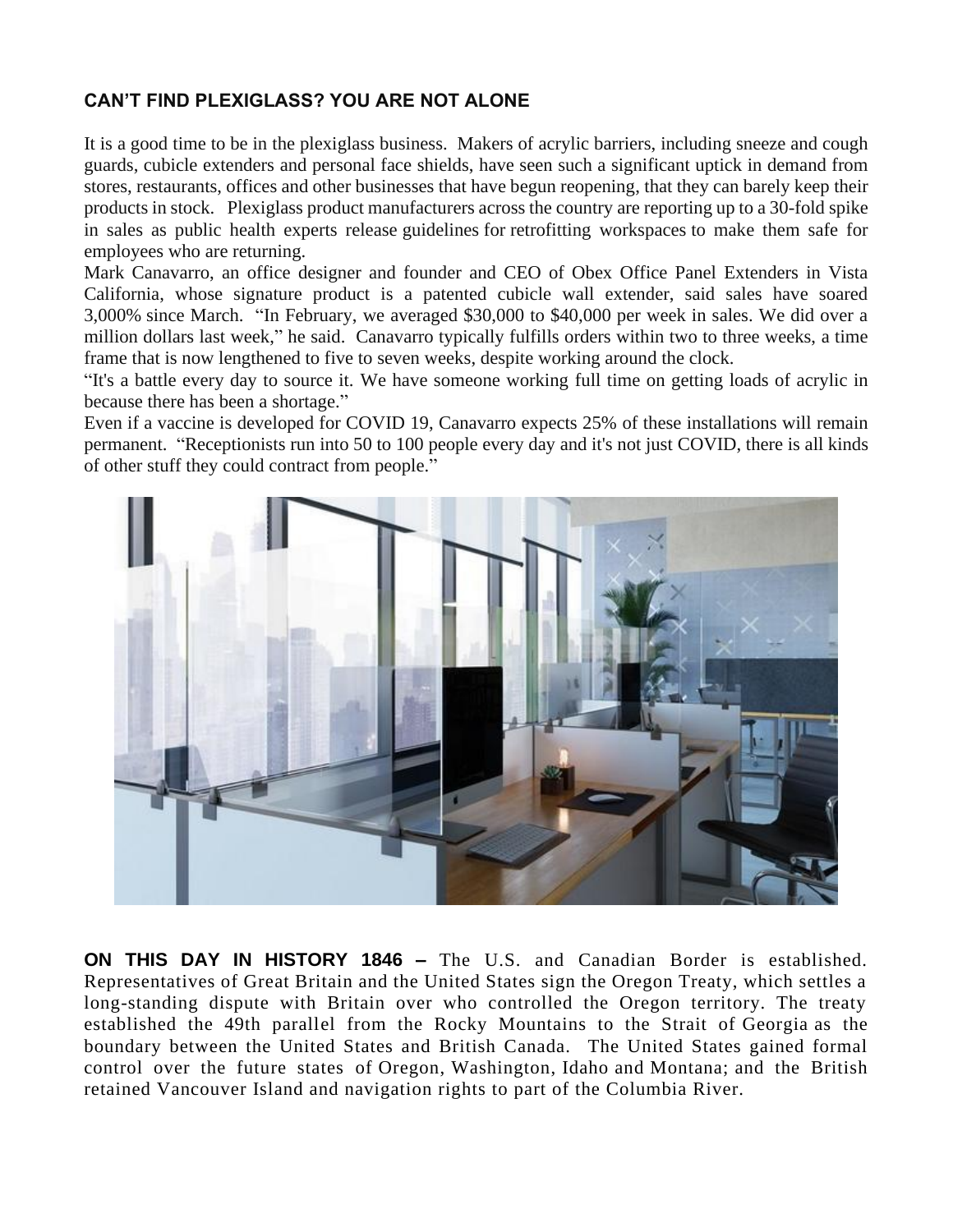## CAN'T FIND PLEXIGLASS? YOU ARE NOT ALONE

It is a good time to be in the plexiglass business. Makers of acrylic barriers, including sneeze and cough guards, cubicle extenders and personal face shields, have seen such a significant uptick in demand from stores, restaurants, offices and other businesses that have begun reopening, that they can barely keep their products in stock. Plexiglass product manufacturers across the country are reporting up to a 30-fold spike in sales as public health experts release guidelines for retrofitting workspaces to make them safe for employees who are returning.

Mark Canavarro, an office designer and founder and CEO of Obex Office Panel Extenders in Vista California, whose signature product is a patented cubicle wall extender, said sales have soared 3,000% since March. "In February, we averaged $30,000 to $40,000 per week in sales. We did over a million dollars last week," he said. Canavarro typically fulfills orders within two to three weeks, a time frame that is now lengthened to five to seven weeks, despite working around the clock.

"It's a battle every day to source it. We have someone working full time on getting loads of acrylic in because there has been a shortage."

Even if a vaccine is developed for COVID 19, Canavarro expects 25% of these installations will remain permanent. "Receptionists run into 50 to 100 people every day and it's not just COVID, there is all kinds of other stuff they could contract from people."

**ON THIS DAY IN HISTORY 1846 –** The U.S. and Canadian Border is established. Representatives of Great Britain and the United States sign the Oregon Treaty, which settles a long-standing dispute with Britain over who controlled the Oregon territory. The treaty established the 49th parallel from the Rocky Mountains to the Strait of Georgia as the boundary between the United States and British Canada. The United States gained formal control over the future states of Oregon, Washington, Idaho and Montana; and the British retained Vancouver Island and navigation rights to part of the Columbia River.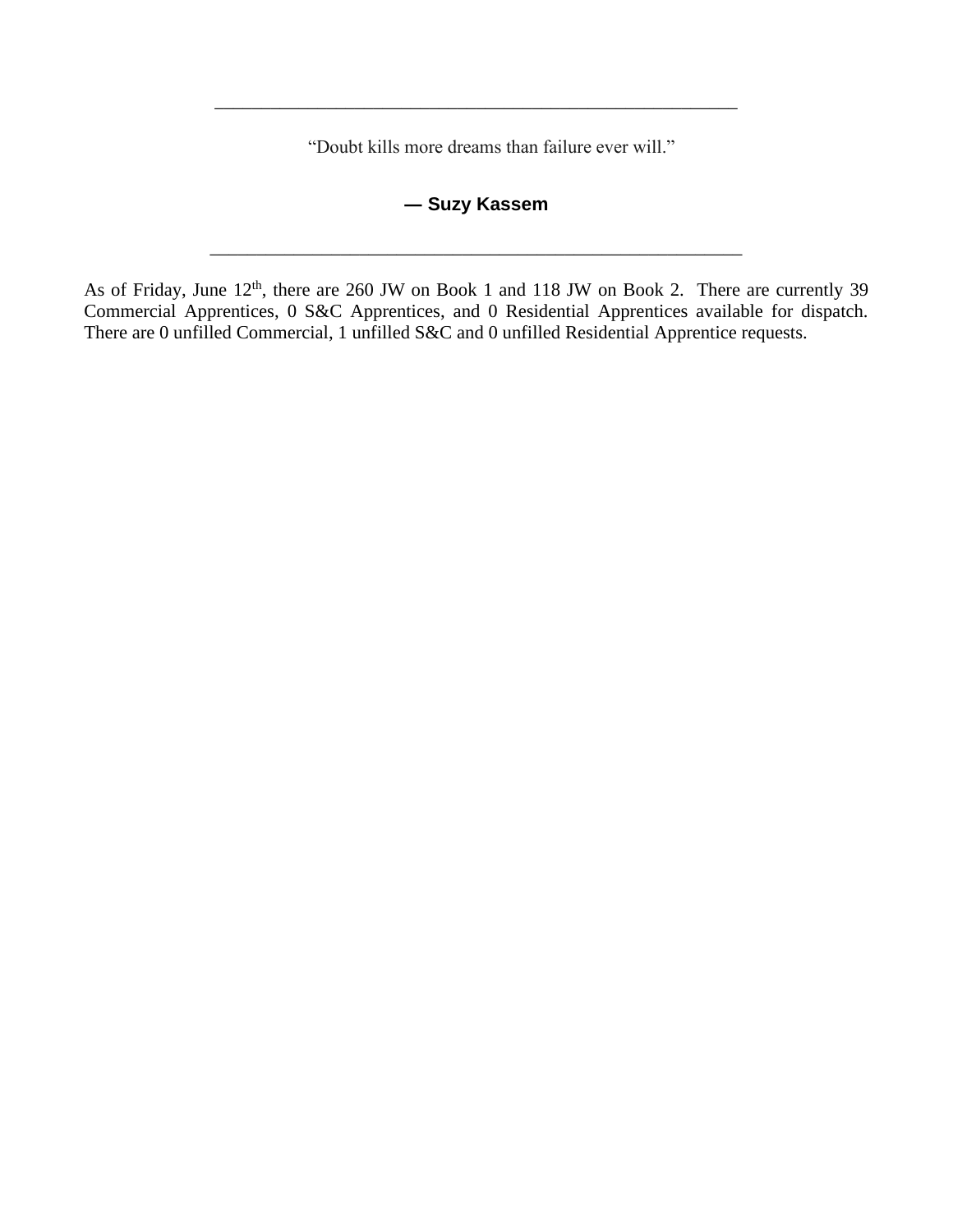---

"Doubt kills more dreams than failure ever will."

**— Suzy Kassem**

---

As of Friday, June 12th, there are 260 JW on Book 1 and 118 JW on Book 2. There are currently 39 Commercial Apprentices, 0 S&C Apprentices, and 0 Residential Apprentices available for dispatch. There are 0 unfilled Commercial, 1 unfilled S&C and 0 unfilled Residential Apprentice requests.